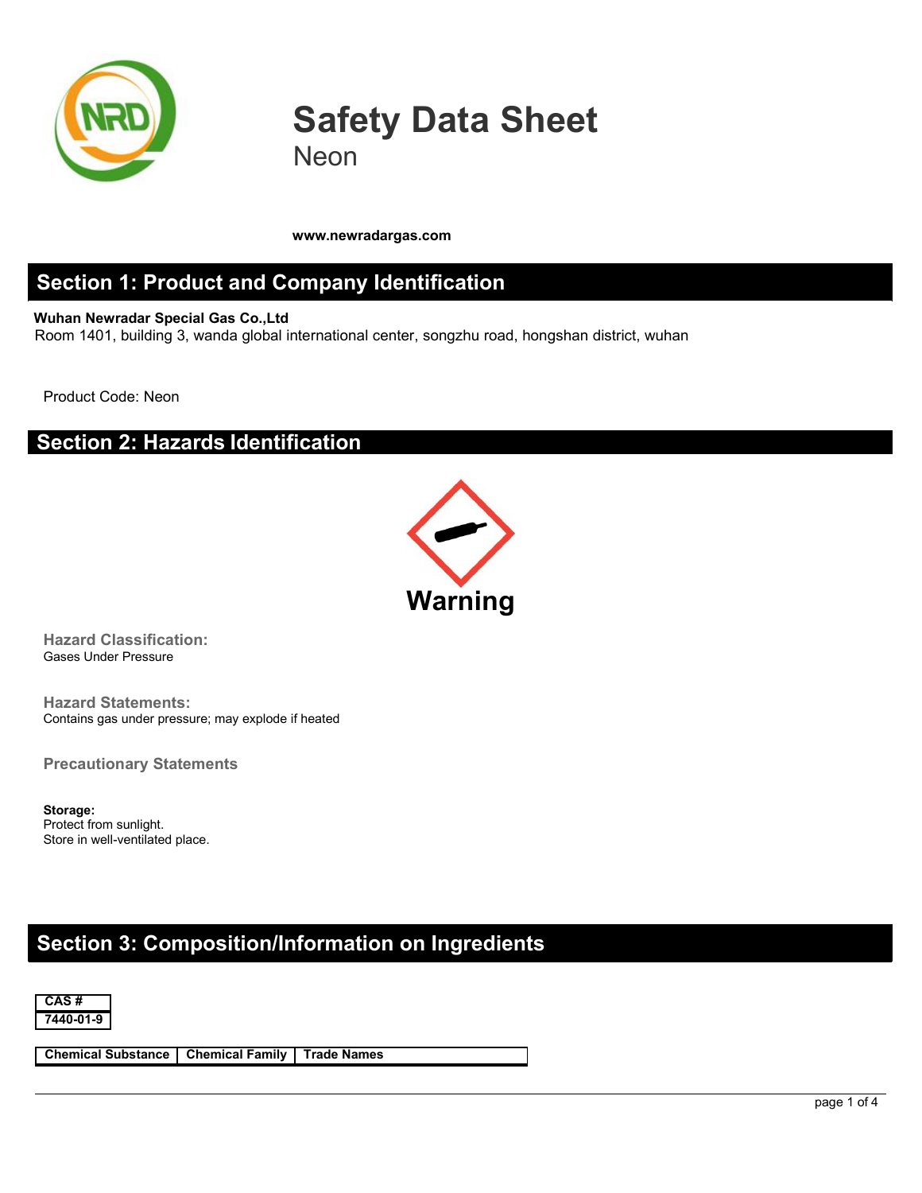# Safety Data Sheet
Neon

**www.newradargas.com**

## Section 1: Product and Company Identification

**Wuhan Newradar Special Gas Co.,Ltd**
Room 1401, building 3, wanda global international center, songzhu road, hongshan district, wuhan

Product Code: Neon

## Section 2: Hazards Identification

**Warning**

**Hazard Classification:**
Gases Under Pressure

**Hazard Statements:**
Contains gas under pressure; may explode if heated

**Precautionary Statements**

**Storage:**
Protect from sunlight.
Store in well-ventilated place.

## Section 3: Composition/Information on Ingredients

| CAS # |
|---|
| 7440-01-9 |

| Chemical Substance | Chemical Family | Trade Names |
|---|---|---|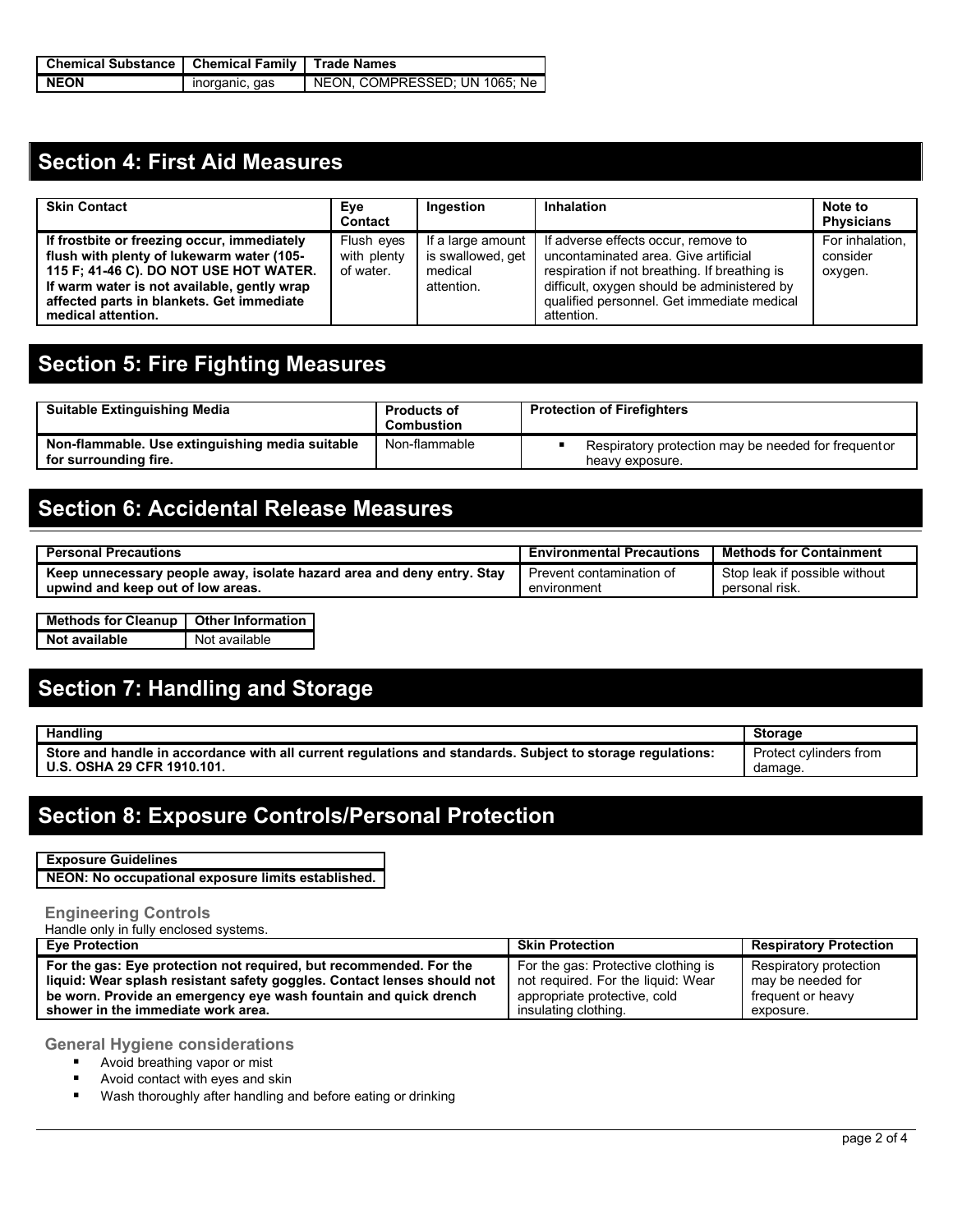| Chemical Substance | Chemical Family | Trade Names |
| --- | --- | --- |
| **NEON** | inorganic, gas | NEON, COMPRESSED; UN 1065; Ne |

## Section 4: First Aid Measures

| Skin Contact | Eye Contact | Ingestion | Inhalation | Note to Physicians |
| --- | --- | --- | --- | --- |
| **If frostbite or freezing occur, immediately flush with plenty of lukewarm water (105-115 F; 41-46 C). DO NOT USE HOT WATER. If warm water is not available, gently wrap affected parts in blankets. Get immediate medical attention.** | Flush eyes with plenty of water. | If a large amount is swallowed, get medical attention. | If adverse effects occur, remove to uncontaminated area. Give artificial respiration if not breathing. If breathing is difficult, oxygen should be administered by qualified personnel. Get immediate medical attention. | For inhalation, consider oxygen. |

## Section 5: Fire Fighting Measures

| Suitable Extinguishing Media | Products of Combustion | Protection of Firefighters |
| --- | --- | --- |
| **Non-flammable. Use extinguishing media suitable for surrounding fire.** | Non-flammable | ▪ Respiratory protection may be needed for frequent or heavy exposure. |

## Section 6: Accidental Release Measures

| Personal Precautions | Environmental Precautions | Methods for Containment |
| --- | --- | --- |
| **Keep unnecessary people away, isolate hazard area and deny entry. Stay upwind and keep out of low areas.** | Prevent contamination of environment | Stop leak if possible without personal risk. |

| Methods for Cleanup | Other Information |
| --- | --- |
| **Not available** | Not available |

## Section 7: Handling and Storage

| Handling | Storage |
| --- | --- |
| **Store and handle in accordance with all current regulations and standards. Subject to storage regulations: U.S. OSHA 29 CFR 1910.101.** | Protect cylinders from damage. |

## Section 8: Exposure Controls/Personal Protection

| Exposure Guidelines |
| --- |
| **NEON: No occupational exposure limits established.** |

### Engineering Controls

Handle only in fully enclosed systems.

| Eye Protection | Skin Protection | Respiratory Protection |
| --- | --- | --- |
| **For the gas: Eye protection not required, but recommended. For the liquid: Wear splash resistant safety goggles. Contact lenses should not be worn. Provide an emergency eye wash fountain and quick drench shower in the immediate work area.** | For the gas: Protective clothing is not required. For the liquid: Wear appropriate protective, cold insulating clothing. | Respiratory protection may be needed for frequent or heavy exposure. |

### General Hygiene considerations

- Avoid breathing vapor or mist
- Avoid contact with eyes and skin
- Wash thoroughly after handling and before eating or drinking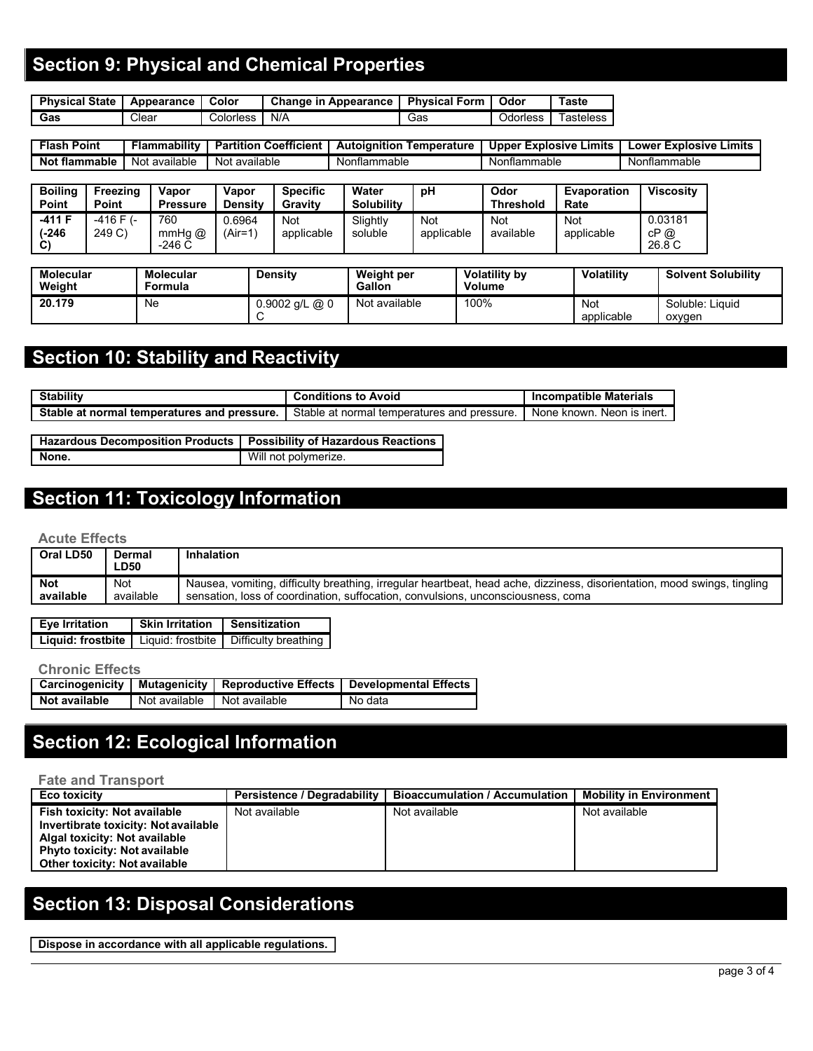## Section 9: Physical and Chemical Properties

| Physical State | Appearance | Color | Change in Appearance | Physical Form | Odor | Taste |
|---|---|---|---|---|---|---|
| **Gas** | Clear | Colorless | N/A | Gas | Odorless | Tasteless |

| Flash Point | Flammability | Partition Coefficient | Autoignition Temperature | Upper Explosive Limits | Lower Explosive Limits |
|---|---|---|---|---|---|
| **Not flammable** | Not available | Not available | Nonflammable | Nonflammable | Nonflammable |

| Boiling Point | Freezing Point | Vapor Pressure | Vapor Density | Specific Gravity | Water Solubility | pH | Odor Threshold | Evaporation Rate | Viscosity |
|---|---|---|---|---|---|---|---|---|---|
| **-411 F (-246 C)** | -416 F (-249 C) | 760 mmHg @ -246 C | 0.6964 (Air=1) | Not applicable | Slightly soluble | Not applicable | Not available | Not applicable | 0.03181 cP @ 26.8 C |

| Molecular Weight | Molecular Formula | Density | Weight per Gallon | Volatility by Volume | Volatility | Solvent Solubility |
|---|---|---|---|---|---|---|
| **20.179** | Ne | 0.9002 g/L @ 0 C | Not available | 100% | Not applicable | Soluble: Liquid oxygen |

## Section 10: Stability and Reactivity

| Stability | Conditions to Avoid | Incompatible Materials |
|---|---|---|
| **Stable at normal temperatures and pressure.** | Stable at normal temperatures and pressure. | None known. Neon is inert. |

| Hazardous Decomposition Products | Possibility of Hazardous Reactions |
|---|---|
| **None.** | Will not polymerize. |

## Section 11: Toxicology Information

### Acute Effects

| Oral LD50 | Dermal LD50 | Inhalation |
|---|---|---|
| **Not available** | Not available | Nausea, vomiting, difficulty breathing, irregular heartbeat, head ache, dizziness, disorientation, mood swings, tingling sensation, loss of coordination, suffocation, convulsions, unconsciousness, coma |

| Eye Irritation | Skin Irritation | Sensitization |
|---|---|---|
| **Liquid: frostbite** | Liquid: frostbite | Difficulty breathing |

### Chronic Effects

| Carcinogenicity | Mutagenicity | Reproductive Effects | Developmental Effects |
|---|---|---|---|
| **Not available** | Not available | Not available | No data |

## Section 12: Ecological Information

### Fate and Transport

| Eco toxicity | Persistence / Degradability | Bioaccumulation / Accumulation | Mobility in Environment |
|---|---|---|---|
| **Fish toxicity: Not available**<br>**Invertibrate toxicity: Not available**<br>**Algal toxicity: Not available**<br>**Phyto toxicity: Not available**<br>**Other toxicity: Not available** | Not available | Not available | Not available |

## Section 13: Disposal Considerations

**Dispose in accordance with all applicable regulations.**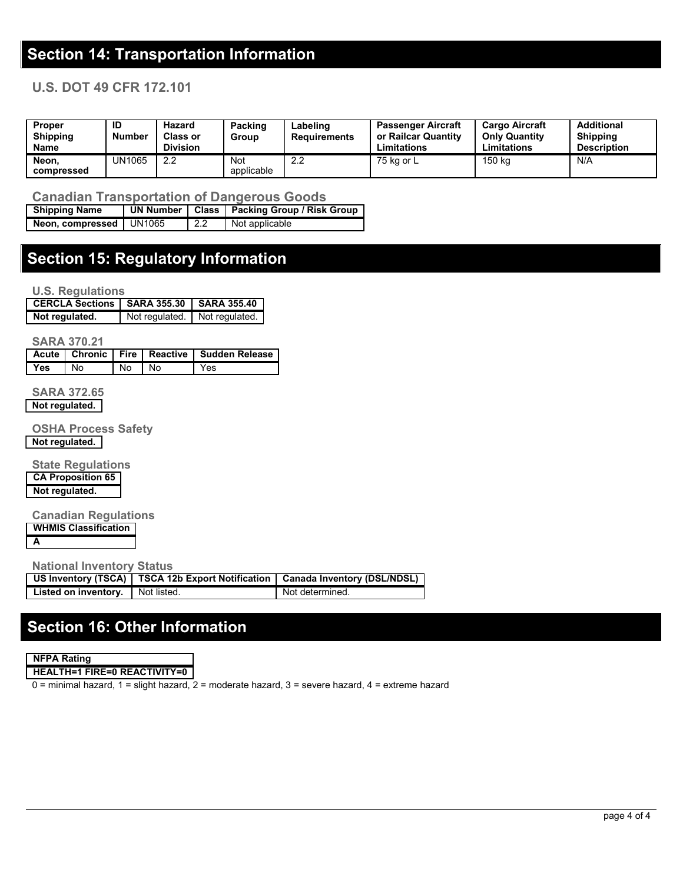## Section 14: Transportation Information

### U.S. DOT 49 CFR 172.101

| Proper Shipping Name | ID Number | Hazard Class or Division | Packing Group | Labeling Requirements | Passenger Aircraft or Railcar Quantity Limitations | Cargo Aircraft Only Quantity Limitations | Additional Shipping Description |
|---|---|---|---|---|---|---|---|
| Neon, compressed | UN1065 | 2.2 | Not applicable | 2.2 | 75 kg or L | 150 kg | N/A |

### Canadian Transportation of Dangerous Goods

| Shipping Name | UN Number | Class | Packing Group / Risk Group |
|---|---|---|---|
| Neon, compressed | UN1065 | 2.2 | Not applicable |

## Section 15: Regulatory Information

### U.S. Regulations

| CERCLA Sections | SARA 355.30 | SARA 355.40 |
|---|---|---|
| Not regulated. | Not regulated. | Not regulated. |

### SARA 370.21

| Acute | Chronic | Fire | Reactive | Sudden Release |
|---|---|---|---|---|
| Yes | No | No | No | Yes |

### SARA 372.65

Not regulated.

### OSHA Process Safety

Not regulated.

### State Regulations

| CA Proposition 65 |
|---|
| Not regulated. |

### Canadian Regulations

| WHMIS Classification |
|---|
| A |

### National Inventory Status

| US Inventory (TSCA) | TSCA 12b Export Notification | Canada Inventory (DSL/NDSL) |
|---|---|---|
| Listed on inventory. | Not listed. | Not determined. |

## Section 16: Other Information

| NFPA Rating |
|---|
| HEALTH=1 FIRE=0 REACTIVITY=0 |

0 = minimal hazard, 1 = slight hazard, 2 = moderate hazard, 3 = severe hazard, 4 = extreme hazard